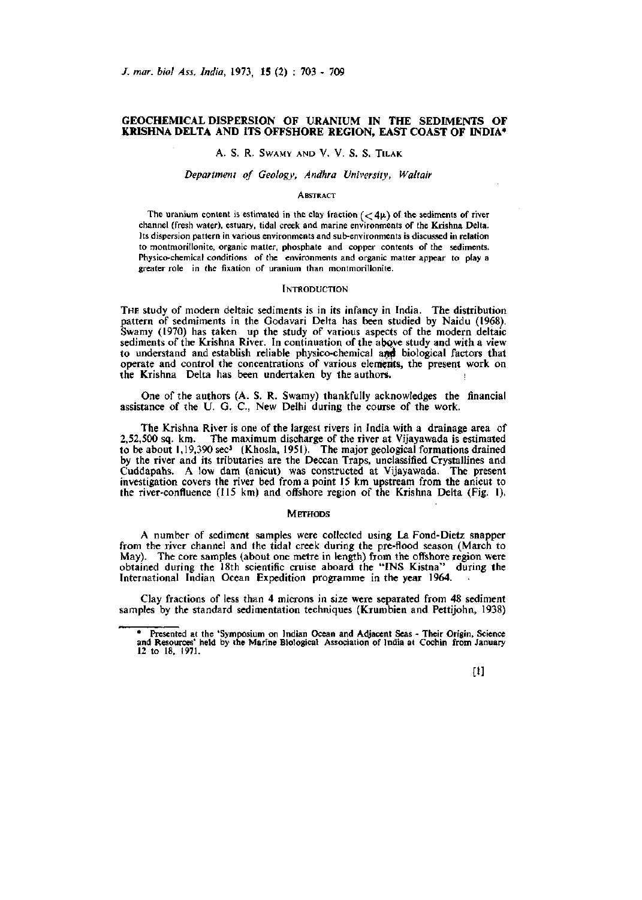# GEOCHEMICAL DISPERSION OF URANIUM IN THE SEDIMENTS OF KRISHNA DELTA AND ITS OFFSHORE REGION, EAST COAST OF INDIA*

A. S. R. SWAMY AND V. V. S. S. TILAK

*Department of Geology, Andhra University, Waltair*

## ABSTRACT

The uranium content is estimated in the clay fraction ($< 4\mu$) of the sediments of river channel (fresh water), estuary, tidal creek and marine environments of the Krishna Delta. Its dispersion pattern in various environments and sub-environments is discussed in relation to montmorillonite, organic matter, phosphate and copper contents of the sediments. Physico-chemical conditions of the environments and organic matter appear to play a greater role in the fixation of uranium than montmorillonite.

## INTRODUCTION

THE study of modern deltaic sediments is in its infancy in India. The distribution pattern of sedmiments in the Godavari Delta has been studied by Naidu (1968). Swamy (1970) has taken up the study of various aspects of the modern deltaic sediments of the Krishna River. In continuation of the above study and with a view to understand and establish reliable physico-chemical and biological factors that operate and control the concentrations of various elements, the present work on the Krishna Delta has been undertaken by the authors.

One of the authors (A. S. R. Swamy) thankfully acknowledges the financial assistance of the U. G. C., New Delhi during the course of the work.

The Krishna River is one of the largest rivers in India with a drainage area of 2,52,500 sq. km. The maximum discharge of the river at Vijayawada is estimated to be about 1,19,390 sec$^3$ (Khosla, 1951). The major geological formations drained by the river and its tributaries are the Deccan Traps, unclassified Crystallines and Cuddapahs. A low dam (anicut) was constructed at Vijayawada. The present investigation covers the river bed from a point 15 km upstream from the anicut to the river-confluence (115 km) and offshore region of the Krishna Delta (Fig. 1).

## METHODS

A number of sediment samples were collected using La Fond-Dietz snapper from the river channel and the tidal creek during the pre-flood season (March to May). The core samples (about one metre in length) from the offshore region were obtained during the 18th scientific cruise aboard the "INS Kistna" during the International Indian Ocean Expedition programme in the year 1964.

Clay fractions of less than 4 microns in size were separated from 48 sediment samples by the standard sedimentation techniques (Krumbien and Pettijohn, 1938)

---

* Presented at the 'Symposium on Indian Ocean and Adjacent Seas - Their Origin, Science and Resources' held by the Marine Biological Association of India at Cochin from January 12 to 18, 1971.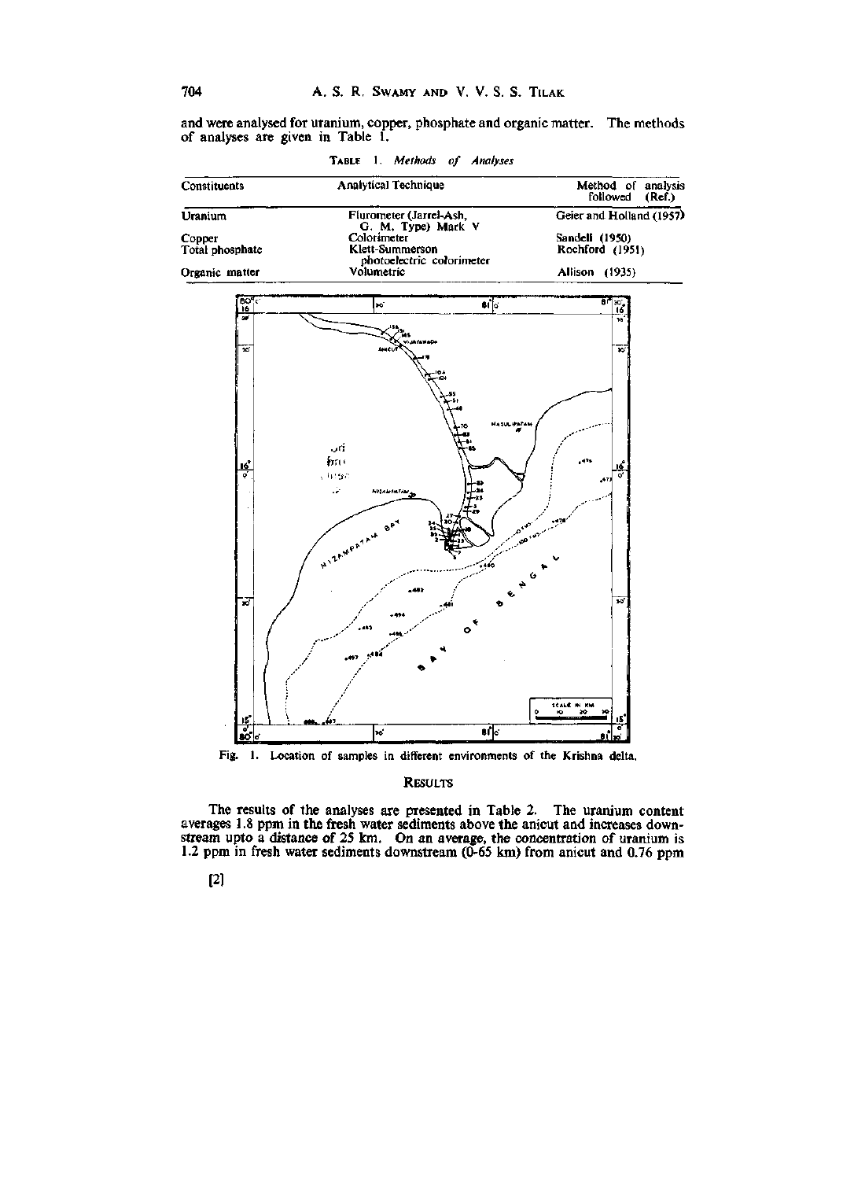and were analysed for uranium, copper, phosphate and organic matter. The methods of analyses are given in Table 1.

TABLE 1. *Methods of Analyses*

| Constituents | Analytical Technique | Method of analysis followed (Ref.) |
|---|---|---|
| Uranium | Flurometer (Jarrel-Ash, G. M. Type) Mark V | Geier and Holland (1957) |
| Copper | Colorimeter | Sandell (1950) |
| Total phosphate | Klett-Summerson photoelectric colorimeter | Rochford (1951) |
| Organic matter | Volumetric | Allison (1935) |

Fig. 1. Location of samples in different environments of the Krishna delta.

## RESULTS

The results of the analyses are presented in Table 2. The uranium content averages 1.8 ppm in the fresh water sediments above the anicut and increases downstream upto a distance of 25 km. On an average, the concentration of uranium is 1.2 ppm in fresh water sediments downstream (0-65 km) from anicut and 0.76 ppm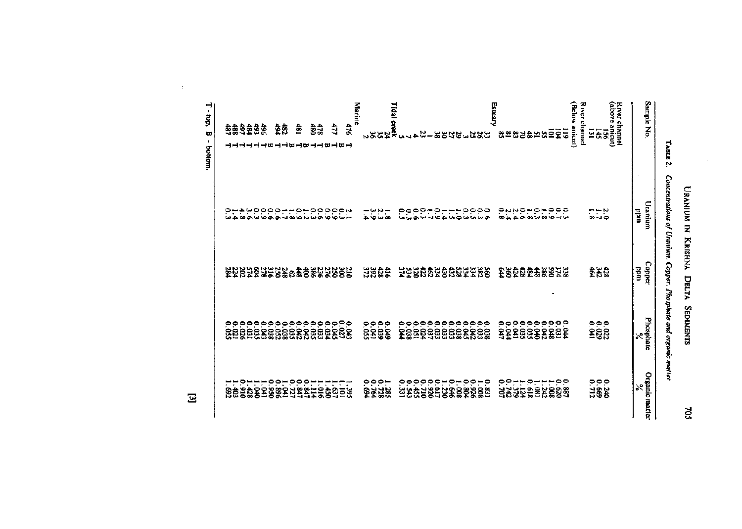TABLE 2. *Concentrations of Uranium, Copper, Phosphate and organic matter*

| Sample No. | Uranium ppm | Copper ppm | Phosphate % | Organic matter % |
|---|---|---|---|---|
| **River channel (above anicut)** | | | | |
| 156 | 2.0 | 428 | 0.022 | 0.240 |
| 145 | 1.7 | 342 | 0.029 | 0.669 |
| 131 | 1.8 | 464 | 0.041 | 0.712 |
| **River channel (Below anicut)** | | | | |
| 119 | 0.3 | 338 | 0.044 | 0.887 |
| 104 | 0.7 | 374 | 0.031 | 0.620 |
| 101 | 0.9 | 590 | 0.048 | 1.008 |
| 55 | 1.8 | 386 | 0.042 | 1.242 |
| 51 | 0.3 | 448 | 0.040 | 1.081 |
| 48 | 1.8 | 484 | 0.035 | 0.618 |
| 70 | 0.6 | 428 | 0.035 | 1.124 |
| 83 | 2.4 | 424 | 0.041 | 1.379 |
| 81 | 2.4 | 360 | 0.044 | 0.742 |
| 85 | 0.8 | 644 | 0.047 | 0.707 |
| **Estuary** | | | | |
| 33 | 0.6 | 560 | 0.038 | 0.83 |
| 26 | 0.3 | 382 | 0.033 | 1.008 |
| 25 | 0.5 | 334 | 0.042 | 0.926 |
| 3 | 0.3 | 334 | 0.045 | 0.804 |
| 29 | 1.0 | 528 | 0.038 | 1.008 |
| 27 | 1.5 | 432 | 0.033 | 0.646 |
| 30 | 1.4 | 430 | 0.033 | 1.230 |
| 38 | 0.9 | 334 | 0.033 | 0.617 |
| 1 | 1.7 | 462 | 0.037 | 0.920 |
| 23 | 0.3 | 422 | 0.024 | 0.710 |
| 4 | 0.6 | 320 | 0.051 | 0.455 |
| 7 | 0.3 | 534 | 0.038 | 0.543 |
| 5 | 0.5 | 374 | 0.044 | 0.331 |
| **Tidal creek** | | | | |
| 24 | 1.8 | 416 | 0.049 | 1.285 |
| 35 | 2.3 | 428 | 0.039 | 0.728 |
| 36 | 3.9 | 392 | 0.041 | 0.764 |
| 2 | 1.4 | 372 | 0.055 | 0.694 |
| **Marine** | | | | |
| 476 T | 2.1 | 210 | 0.043 | 1.395 |
| 476 B | 0.3 | 300 | 0.027 | 1.101 |
| 477 T | 0.9 | 250 | 0.045 | 1.637 |
| 477 B | 0.9 | 276 | 0.034 | 1.450 |
| 478 T | 0.6 | 236 | 0.033 | 1.016 |
| 480 T | 0.3 | 386 | 0.035 | 1.114 |
| 480 B | 1.2 | 400 | 0.042 | 0.847 |
| 481 T | 0.9 | 448 | 0.042 | 0.847 |
| 481 B | 1.8 | 62 | 0.035 | 0.727 |
| 482 T | 1.8 | 248 | 0.038 | 1.041 |
| 494 T | 1.7 | 250 | 0.052 | 0.896 |
| 494 B | 0.6 | 316 | 0.038 | 0.950 |
| 496 B | 0.9 | 278 | 0.043 | 1.041 |
| 493 T | 0.3 | 604 | 0.033 | 1.040 |
| 484 T | 3.6 | 574 | 0.031 | 1.428 |
| 497 T | 4.8 | 202 | 0.026 | 0.910 |
| 488 T | 1.4 | 224 | 0.021 | 1.403 |
| 487 T | 0.3 | 284 | 0.055 | 1.692 |

T - top, B - bottom.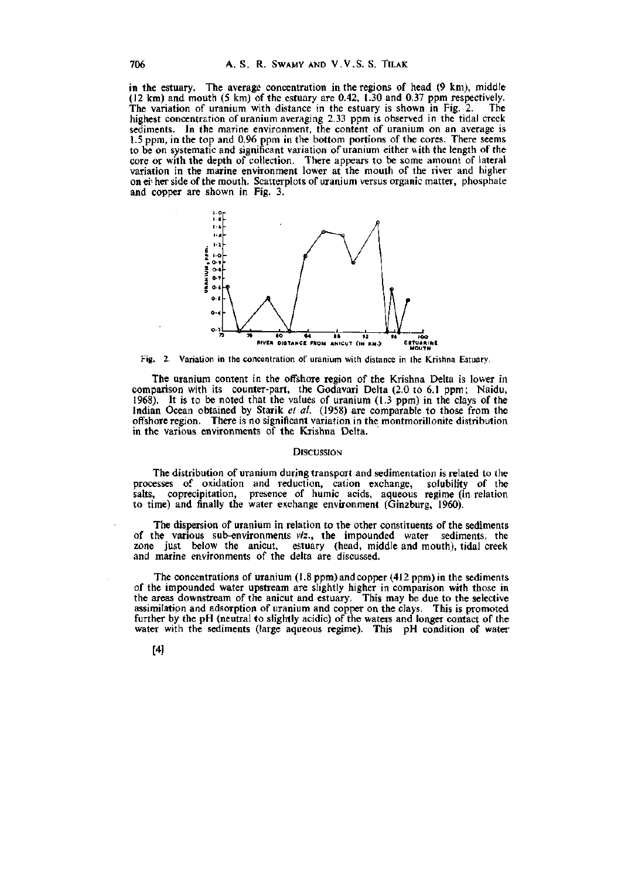in the estuary. The average concentration in the regions of head (9 km), middle (12 km) and mouth (5 km) of the estuary are 0.42, 1.30 and 0.37 ppm respectively. The variation of uranium with distance in the estuary is shown in Fig. 2. The highest concentration of uranium averaging 2.33 ppm is observed in the tidal creek sediments. In the marine environment, the content of uranium on an average is 1.5 ppm, in the top and 0.96 ppm in the bottom portions of the cores. There seems to be on systematic and significant variation of uranium either with the length of the core or with the depth of collection. There appears to be some amount of lateral variation in the marine environment lower at the mouth of the river and higher on either side of the mouth. Scatterplots of uranium versus organic matter, phosphate and copper are shown in Fig. 3.

Fig. 2. Variation in the concentration of uranium with distance in the Krishna Estuary.

The uranium content in the offshore region of the Krishna Delta is lower in comparison with its counter-part, the Godavari Delta (2.0 to 6.1 ppm; Naidu, 1968). It is to be noted that the values of uranium (1.3 ppm) in the clays of the Indian Ocean obtained by Starik *et al.* (1958) are comparable to those from the offshore region. There is no significant variation in the montmorillonite distribution in the various environments of the Krishna Delta.

## Discussion

The distribution of uranium during transport and sedimentation is related to the processes of oxidation and reduction, cation exchange, solubility of the salts, coprecipitation, presence of humic acids, aqueous regime (in relation to time) and finally the water exchange environment (Ginzburg, 1960).

The dispersion of uranium in relation to the other constituents of the sediments of the various sub-environments *viz.*, the impounded water sediments, the zone just below the anicut, estuary (head, middle and mouth), tidal creek and marine environments of the delta are discussed.

The concentrations of uranium (1.8 ppm) and copper (412 ppm) in the sediments of the impounded water upstream are slightly higher in comparison with those in the areas downstream of the anicut and estuary. This may be due to the selective assimilation and adsorption of uranium and copper on the clays. This is promoted further by the pH (neutral to slightly acidic) of the waters and longer contact of the water with the sediments (large aqueous regime). This pH condition of water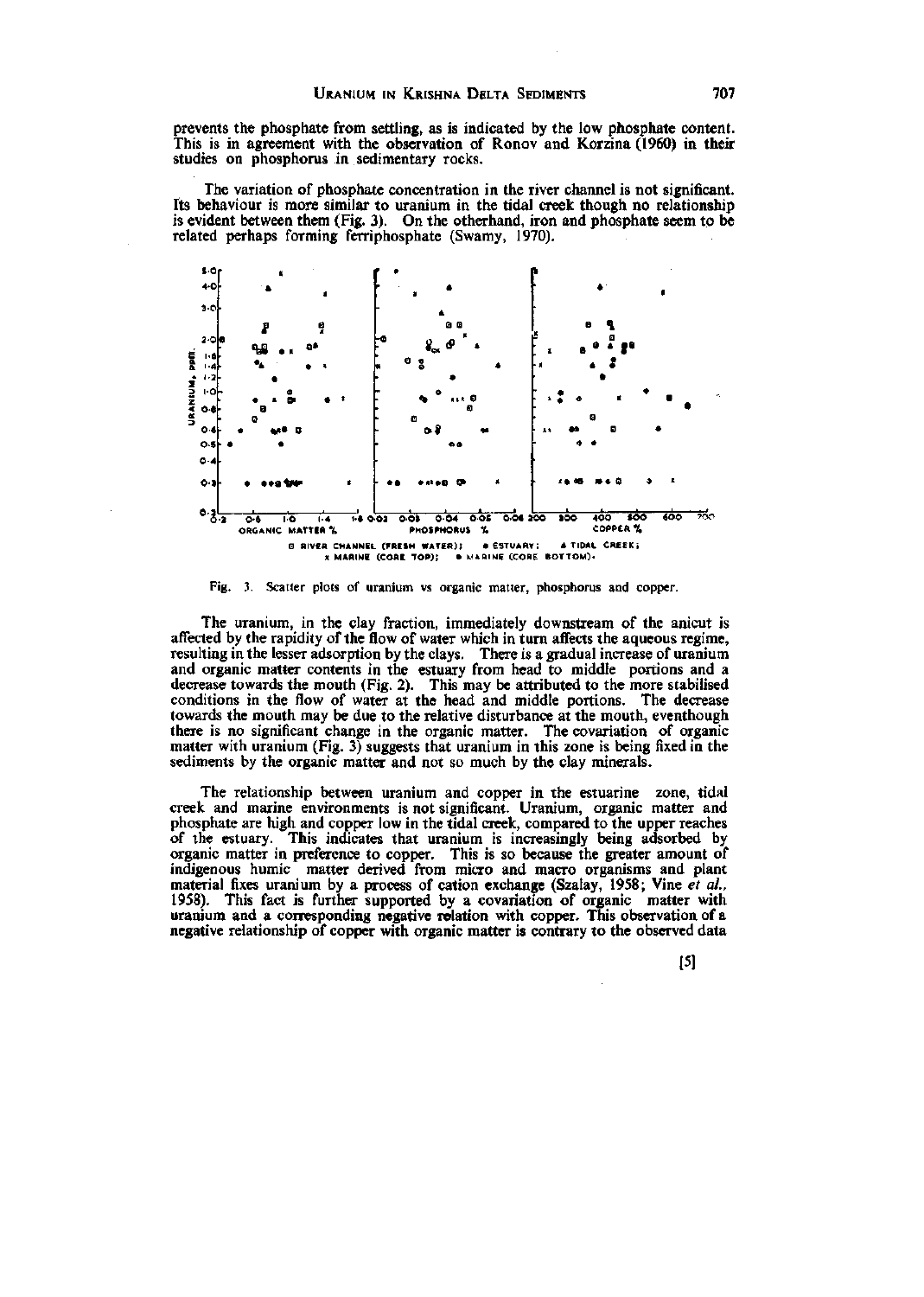prevents the phosphate from settling, as is indicated by the low phosphate content. This is in agreement with the observation of Ronov and Korzina (1960) in their studies on phosphorus in sedimentary rocks.

The variation of phosphate concentration in the river channel is not significant. Its behaviour is more similar to uranium in the tidal creek though no relationship is evident between them (Fig. 3). On the otherhand, iron and phosphate seem to be related perhaps forming ferriphosphate (Swamy, 1970).

Fig. 3. Scatter plots of uranium vs organic matter, phosphorus and copper.

The uranium, in the clay fraction, immediately downstream of the anicut is affected by the rapidity of the flow of water which in turn affects the aqueous regime, resulting in the lesser adsorption by the clays. There is a gradual increase of uranium and organic matter contents in the estuary from head to middle portions and a decrease towards the mouth (Fig. 2). This may be attributed to the more stabilised conditions in the flow of water at the head and middle portions. The decrease towards the mouth may be due to the relative disturbance at the mouth, eventhough there is no significant change in the organic matter. The covariation of organic matter with uranium (Fig. 3) suggests that uranium in this zone is being fixed in the sediments by the organic matter and not so much by the clay minerals.

The relationship between uranium and copper in the estuarine zone, tidal creek and marine environments is not significant. Uranium, organic matter and phosphate are high and copper low in the tidal creek, compared to the upper reaches of the estuary. This indicates that uranium is increasingly being adsorbed by organic matter in preference to copper. This is so because the greater amount of indigenous humic matter derived from micro and macro organisms and plant material fixes uranium by a process of cation exchange (Szalay, 1958; Vine *et al.*, 1958). This fact is further supported by a covariation of organic matter with uranium and a corresponding negative relation with copper. This observation of a negative relationship of copper with organic matter is contrary to the observed data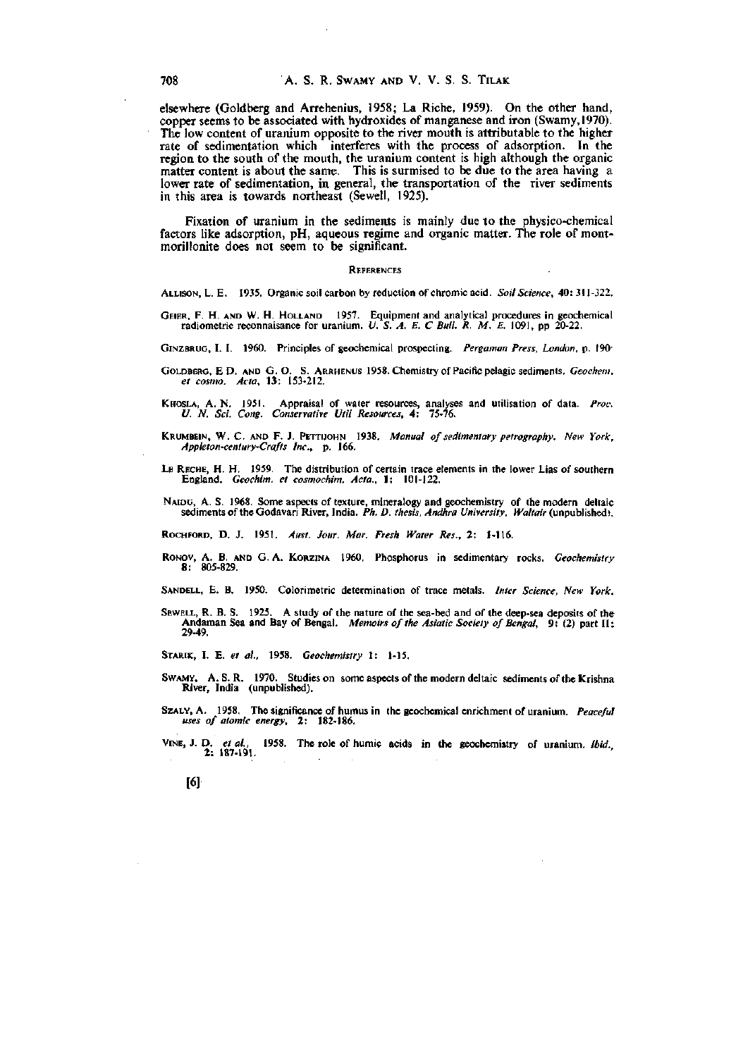elsewhere (Goldberg and Arrehenius, 1958; La Riche, 1959). On the other hand, copper seems to be associated with hydroxides of manganese and iron (Swamy,1970). The low content of uranium opposite to the river mouth is attributable to the higher rate of sedimentation which interferes with the process of adsorption. In the region to the south of the mouth, the uranium content is high although the organic matter content is about the same. This is surmised to be due to the area having a lower rate of sedimentation, in general, the transportation of the river sediments in this area is towards northeast (Sewell, 1925).

Fixation of uranium in the sediments is mainly due to the physico-chemical factors like adsorption, pH, aqueous regime and organic matter. The role of montmorillonite does not seem to be significant.

## REFERENCES

ALLISON, L. E. 1935. Organic soil carbon by reduction of chromic acid. *Soil Science*, **40**: 311-322.

GEIER, F. H. AND W. H. HOLLAND 1957. Equipment and analytical procedures in geochemical radiometric reconnaisance for uranium. *U. S. A. E. C Bull. R. M. E.* 1091, pp 20-22.

GINZBRUG, I. I. 1960. Principles of geochemical prospecting. *Pergaman Press, London*, p. 190.

GOLDBERG, E D. AND G. O. S. ARRHENIUS 1958. Chemistry of Pacific pelagic sediments. *Geochem. et cosmo. Acta*, **13**: 153-212.

KHOSLA, A. N. 1951. Appraisal of water resources, analyses and utilisation of data. *Proc. U. N. Sci. Cong. Conservative Util Resources*, **4**: 75-76.

KRUMBEIN, W. C. AND F. J. PETTIJOHN 1938. *Manual of sedimentary petrography. New York, Appleton-century-Crafts Inc.*, p. 166.

LE RECHE, H. H. 1959. The distribution of certain trace elements in the lower Lias of southern England. *Geochim. et cosmochim. Acta.*, **1**: 101-122.

NAIDU, A. S. 1968. Some aspects of texture, mineralogy and geochemistry of the modern deltaic sediments of the Godavari River, India. *Ph. D. thesis, Andhra University, Waltair* (unpublished).

ROCHFORD, D. J. 1951. *Aust. Jour. Mar. Fresh Water Res.*, **2**: 1-116.

RONOV, A. B. AND G. A. KORZINA 1960. Phosphorus in sedimentary rocks. *Geochemistry* **8**: 805-829.

SANDELL, E. B. 1950. Colorimetric determination of trace metals. *Inter Science, New York.*

SEWELL, R. B. S. 1925. A study of the nature of the sea-bed and of the deep-sea deposits of the Andaman Sea and Bay of Bengal. *Memoirs of the Asiatic Society of Bengal*, **9**: (2) part II: 29-49.

STARIK, I. E. *et al.*, 1958. *Geochemistry* **1**: 1-15.

SWAMY, A. S. R. 1970. Studies on some aspects of the modern deltaic sediments of the Krishna River, India (unpublished).

SZALY, A. 1958. The significance of humus in the geochemical enrichment of uranium. *Peaceful uses of atomic energy*, **2**: 182-186.

VINE, J. D. *et al.*, 1958. The role of humic acids in the geochemistry of uranium. *Ibid.*, **2**: 187-191.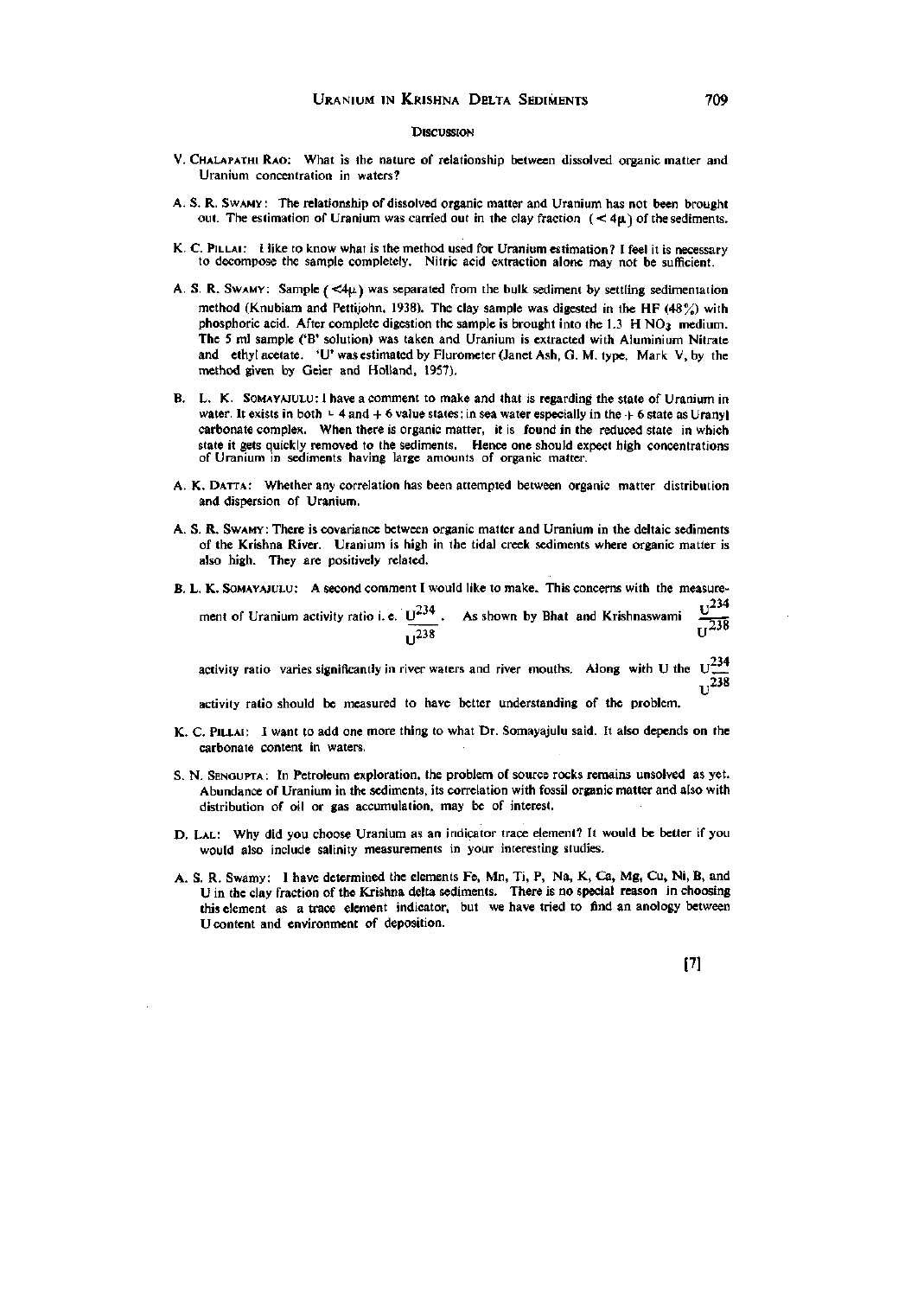## DISCUSSION

V. CHALAPATHI RAO: What is the nature of relationship between dissolved organic matter and Uranium concentration in waters?

A. S. R. SWAMY: The relationship of dissolved organic matter and Uranium has not been brought out. The estimation of Uranium was carried out in the clay fraction ($< 4\mu$) of the sediments.

K. C. PILLAI: I like to know what is the method used for Uranium estimation? I feel it is necessary to decompose the sample completely. Nitric acid extraction alone may not be sufficient.

A. S. R. SWAMY: Sample ($<4\mu$) was separated from the bulk sediment by settling sedimentation method (Knubiam and Pettijohn, 1938). The clay sample was digested in the HF (48%) with phosphoric acid. After complete digestion the sample is brought into the 1.3 $H NO_3$ medium. The 5 ml sample ('B' solution) was taken and Uranium is extracted with Aluminium Nitrate and ethyl acetate. 'U' was estimated by Flurometer (Janet Ash, G. M. type, Mark V, by the method given by Geier and Holland, 1957).

B. L. K. SOMAYAJULU: I have a comment to make and that is regarding the state of Uranium in water. It exists in both + 4 and + 6 value states; in sea water especially in the + 6 state as Uranyl carbonate complex. When there is organic matter, it is found in the reduced state in which state it gets quickly removed to the sediments. Hence one should expect high concentrations of Uranium in sediments having large amounts of organic matter.

A. K. DATTA: Whether any correlation has been attempted between organic matter distribution and dispersion of Uranium.

A. S. R. SWAMY: There is covariance between organic matter and Uranium in the deltaic sediments of the Krishna River. Uranium is high in the tidal creek sediments where organic matter is also high. They are positively related.

B. L. K. SOMAYAJULU: A second comment I would like to make. This concerns with the measurement of Uranium activity ratio i.e. $\frac{U^{234}}{U^{238}}$. As shown by Bhat and Krishnaswami $\frac{U^{234}}{U^{238}}$ activity ratio varies significantly in river waters and river mouths. Along with U the $\frac{U^{234}}{U^{238}}$ activity ratio should be measured to have better understanding of the problem.

K. C. PILLAI: I want to add one more thing to what Dr. Somayajulu said. It also depends on the carbonate content in waters.

S. N. SENGUPTA: In Petroleum exploration, the problem of source rocks remains unsolved as yet. Abundance of Uranium in the sediments, its correlation with fossil organic matter and also with distribution of oil or gas accumulation, may be of interest.

D. LAL: Why did you choose Uranium as an indicator trace element? It would be better if you would also include salinity measurements in your interesting studies.

A. S. R. Swamy: I have determined the elements Fe, Mn, Ti, P, Na, K, Ca, Mg, Cu, Ni, B, and U in the clay fraction of the Krishna delta sediments. There is no special reason in choosing this element as a trace element indicator, but we have tried to find an anology between U content and environment of deposition.